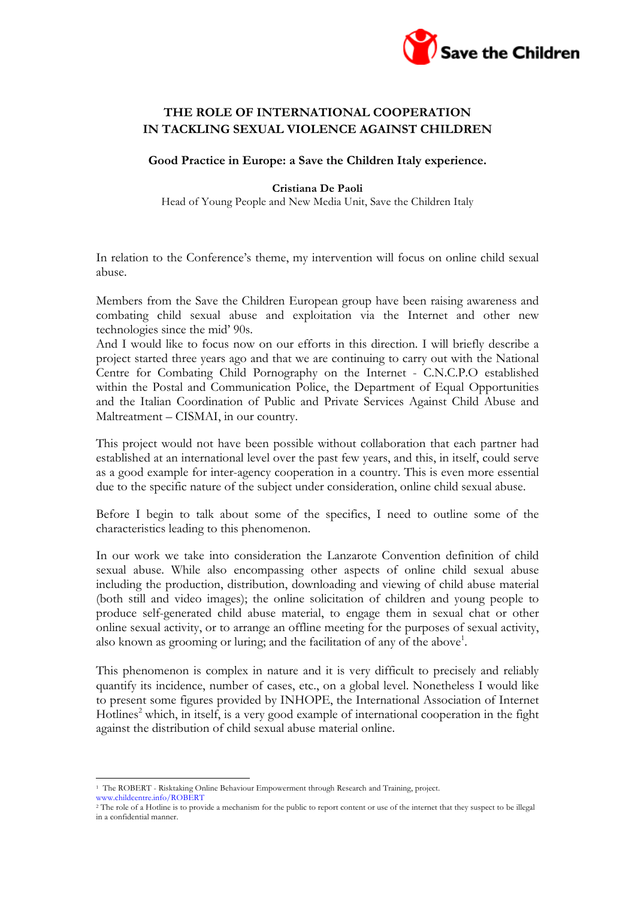# THE ROLE OF INTERNATIONAL COOPERATION IN TACKLING SEXUAL VIOLENCE AGAINST CHILDREN

## Good Practice in Europe: a Save the Children Italy experience.

**Cristiana De Paoli**
Head of Young People and New Media Unit, Save the Children Italy

In relation to the Conference's theme, my intervention will focus on online child sexual abuse.

Members from the Save the Children European group have been raising awareness and combating child sexual abuse and exploitation via the Internet and other new technologies since the mid' 90s.
And I would like to focus now on our efforts in this direction. I will briefly describe a project started three years ago and that we are continuing to carry out with the National Centre for Combating Child Pornography on the Internet - C.N.C.P.O established within the Postal and Communication Police, the Department of Equal Opportunities and the Italian Coordination of Public and Private Services Against Child Abuse and Maltreatment – CISMAI, in our country.

This project would not have been possible without collaboration that each partner had established at an international level over the past few years, and this, in itself, could serve as a good example for inter-agency cooperation in a country. This is even more essential due to the specific nature of the subject under consideration, online child sexual abuse.

Before I begin to talk about some of the specifics, I need to outline some of the characteristics leading to this phenomenon.

In our work we take into consideration the Lanzarote Convention definition of child sexual abuse. While also encompassing other aspects of online child sexual abuse including the production, distribution, downloading and viewing of child abuse material (both still and video images); the online solicitation of children and young people to produce self-generated child abuse material, to engage them in sexual chat or other online sexual activity, or to arrange an offline meeting for the purposes of sexual activity, also known as grooming or luring; and the facilitation of any of the above[1].

This phenomenon is complex in nature and it is very difficult to precisely and reliably quantify its incidence, number of cases, etc., on a global level. Nonetheless I would like to present some figures provided by INHOPE, the International Association of Internet Hotlines[2] which, in itself, is a very good example of international cooperation in the fight against the distribution of child sexual abuse material online.

---

[1] The ROBERT - Risktaking Online Behaviour Empowerment through Research and Training, project. www.childcentre.info/ROBERT

[2] The role of a Hotline is to provide a mechanism for the public to report content or use of the internet that they suspect to be illegal in a confidential manner.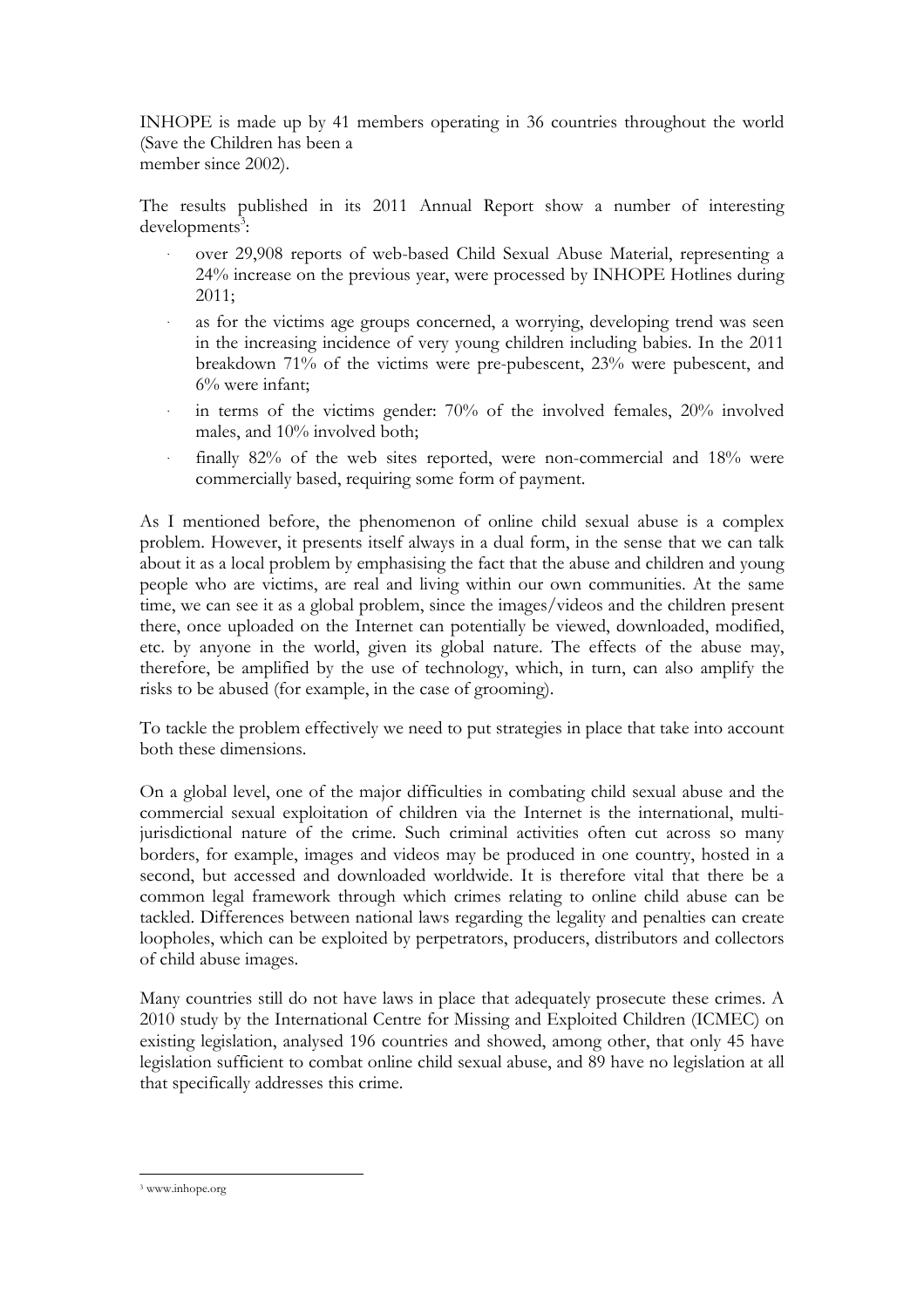INHOPE is made up by 41 members operating in 36 countries throughout the world (Save the Children has been a member since 2002).

The results published in its 2011 Annual Report show a number of interesting developments[3]:

- over 29,908 reports of web-based Child Sexual Abuse Material, representing a 24% increase on the previous year, were processed by INHOPE Hotlines during 2011;
- as for the victims age groups concerned, a worrying, developing trend was seen in the increasing incidence of very young children including babies. In the 2011 breakdown 71% of the victims were pre-pubescent, 23% were pubescent, and 6% were infant;
- in terms of the victims gender: 70% of the involved females, 20% involved males, and 10% involved both;
- finally 82% of the web sites reported, were non-commercial and 18% were commercially based, requiring some form of payment.

As I mentioned before, the phenomenon of online child sexual abuse is a complex problem. However, it presents itself always in a dual form, in the sense that we can talk about it as a local problem by emphasising the fact that the abuse and children and young people who are victims, are real and living within our own communities. At the same time, we can see it as a global problem, since the images/videos and the children present there, once uploaded on the Internet can potentially be viewed, downloaded, modified, etc. by anyone in the world, given its global nature. The effects of the abuse may, therefore, be amplified by the use of technology, which, in turn, can also amplify the risks to be abused (for example, in the case of grooming).

To tackle the problem effectively we need to put strategies in place that take into account both these dimensions.

On a global level, one of the major difficulties in combating child sexual abuse and the commercial sexual exploitation of children via the Internet is the international, multi-jurisdictional nature of the crime. Such criminal activities often cut across so many borders, for example, images and videos may be produced in one country, hosted in a second, but accessed and downloaded worldwide. It is therefore vital that there be a common legal framework through which crimes relating to online child abuse can be tackled. Differences between national laws regarding the legality and penalties can create loopholes, which can be exploited by perpetrators, producers, distributors and collectors of child abuse images.

Many countries still do not have laws in place that adequately prosecute these crimes. A 2010 study by the International Centre for Missing and Exploited Children (ICMEC) on existing legislation, analysed 196 countries and showed, among other, that only 45 have legislation sufficient to combat online child sexual abuse, and 89 have no legislation at all that specifically addresses this crime.

[3] www.inhope.org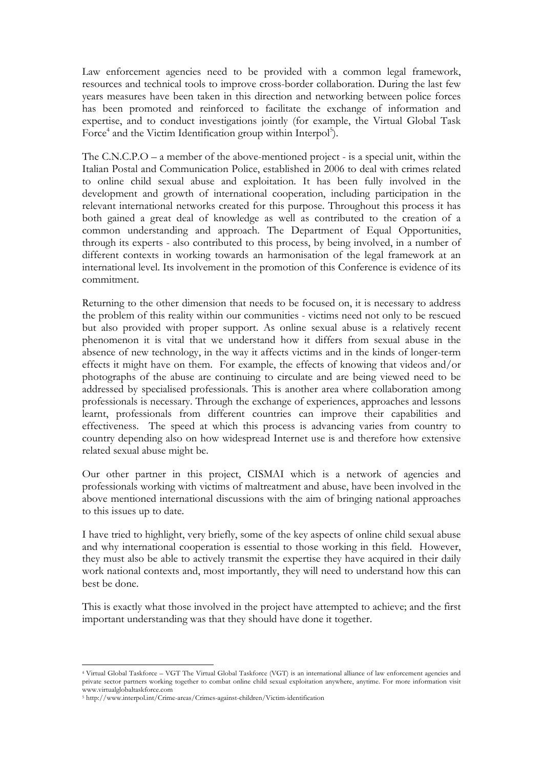Law enforcement agencies need to be provided with a common legal framework, resources and technical tools to improve cross-border collaboration. During the last few years measures have been taken in this direction and networking between police forces has been promoted and reinforced to facilitate the exchange of information and expertise, and to conduct investigations jointly (for example, the Virtual Global Task Force[4] and the Victim Identification group within Interpol[5]).

The C.N.C.P.O – a member of the above-mentioned project - is a special unit, within the Italian Postal and Communication Police, established in 2006 to deal with crimes related to online child sexual abuse and exploitation. It has been fully involved in the development and growth of international cooperation, including participation in the relevant international networks created for this purpose. Throughout this process it has both gained a great deal of knowledge as well as contributed to the creation of a common understanding and approach. The Department of Equal Opportunities, through its experts - also contributed to this process, by being involved, in a number of different contexts in working towards an harmonisation of the legal framework at an international level. Its involvement in the promotion of this Conference is evidence of its commitment.

Returning to the other dimension that needs to be focused on, it is necessary to address the problem of this reality within our communities - victims need not only to be rescued but also provided with proper support. As online sexual abuse is a relatively recent phenomenon it is vital that we understand how it differs from sexual abuse in the absence of new technology, in the way it affects victims and in the kinds of longer-term effects it might have on them. For example, the effects of knowing that videos and/or photographs of the abuse are continuing to circulate and are being viewed need to be addressed by specialised professionals. This is another area where collaboration among professionals is necessary. Through the exchange of experiences, approaches and lessons learnt, professionals from different countries can improve their capabilities and effectiveness. The speed at which this process is advancing varies from country to country depending also on how widespread Internet use is and therefore how extensive related sexual abuse might be.

Our other partner in this project, CISMAI which is a network of agencies and professionals working with victims of maltreatment and abuse, have been involved in the above mentioned international discussions with the aim of bringing national approaches to this issues up to date.

I have tried to highlight, very briefly, some of the key aspects of online child sexual abuse and why international cooperation is essential to those working in this field. However, they must also be able to actively transmit the expertise they have acquired in their daily work national contexts and, most importantly, they will need to understand how this can best be done.

This is exactly what those involved in the project have attempted to achieve; and the first important understanding was that they should have done it together.

---

[4] Virtual Global Taskforce – VGT The Virtual Global Taskforce (VGT) is an international alliance of law enforcement agencies and private sector partners working together to combat online child sexual exploitation anywhere, anytime. For more information visit www.virtualglobaltaskforce.com

[5] http://www.interpol.int/Crime-areas/Crimes-against-children/Victim-identification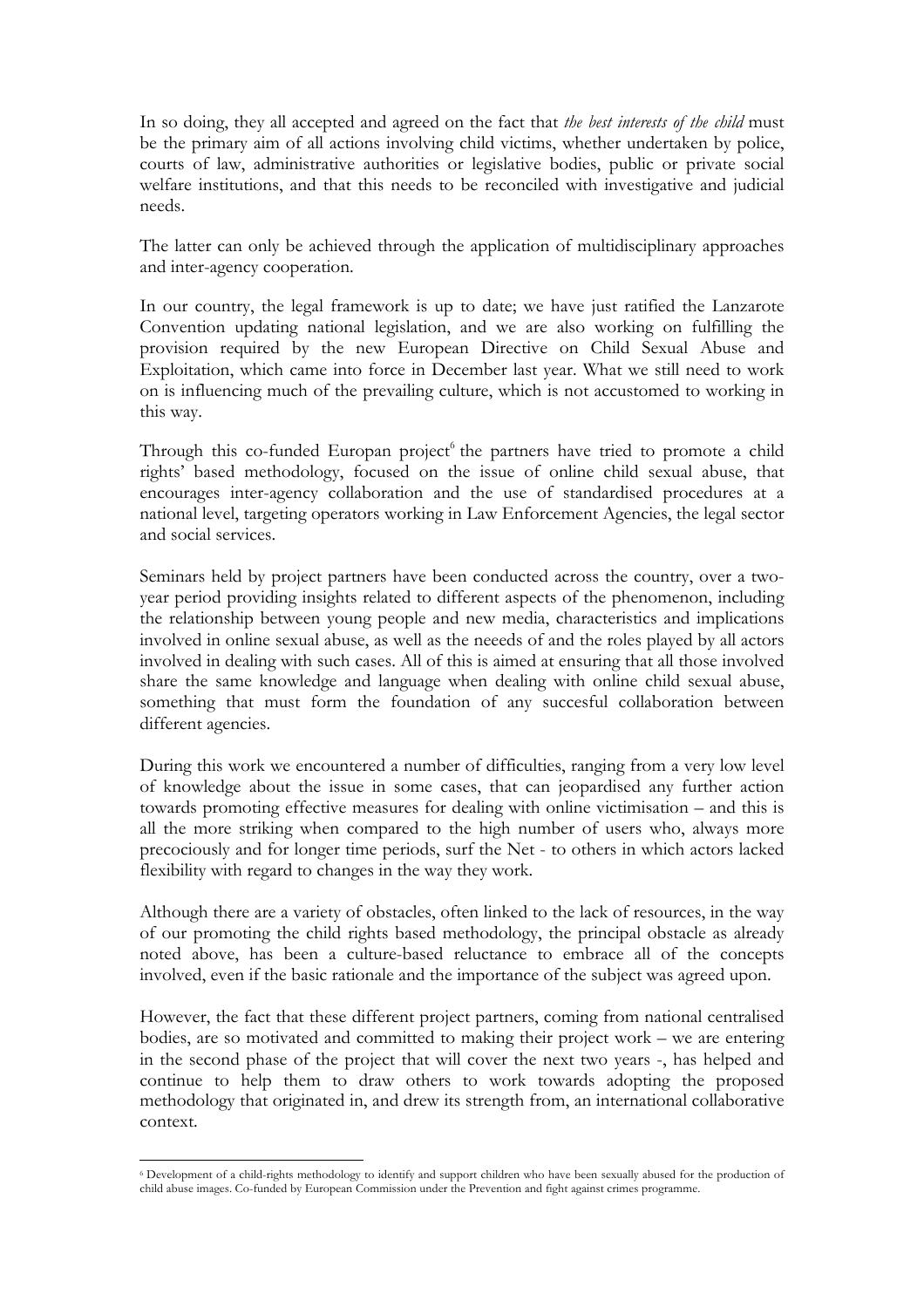In so doing, they all accepted and agreed on the fact that *the best interests of the child* must be the primary aim of all actions involving child victims, whether undertaken by police, courts of law, administrative authorities or legislative bodies, public or private social welfare institutions, and that this needs to be reconciled with investigative and judicial needs.

The latter can only be achieved through the application of multidisciplinary approaches and inter-agency cooperation.

In our country, the legal framework is up to date; we have just ratified the Lanzarote Convention updating national legislation, and we are also working on fulfilling the provision required by the new European Directive on Child Sexual Abuse and Exploitation, which came into force in December last year. What we still need to work on is influencing much of the prevailing culture, which is not accustomed to working in this way.

Through this co-funded Europan project[6] the partners have tried to promote a child rights' based methodology, focused on the issue of online child sexual abuse, that encourages inter-agency collaboration and the use of standardised procedures at a national level, targeting operators working in Law Enforcement Agencies, the legal sector and social services.

Seminars held by project partners have been conducted across the country, over a two-year period providing insights related to different aspects of the phenomenon, including the relationship between young people and new media, characteristics and implications involved in online sexual abuse, as well as the neeeds of and the roles played by all actors involved in dealing with such cases. All of this is aimed at ensuring that all those involved share the same knowledge and language when dealing with online child sexual abuse, something that must form the foundation of any succesful collaboration between different agencies.

During this work we encountered a number of difficulties, ranging from a very low level of knowledge about the issue in some cases, that can jeopardised any further action towards promoting effective measures for dealing with online victimisation – and this is all the more striking when compared to the high number of users who, always more precociously and for longer time periods, surf the Net - to others in which actors lacked flexibility with regard to changes in the way they work.

Although there are a variety of obstacles, often linked to the lack of resources, in the way of our promoting the child rights based methodology, the principal obstacle as already noted above, has been a culture-based reluctance to embrace all of the concepts involved, even if the basic rationale and the importance of the subject was agreed upon.

However, the fact that these different project partners, coming from national centralised bodies, are so motivated and committed to making their project work – we are entering in the second phase of the project that will cover the next two years -, has helped and continue to help them to draw others to work towards adopting the proposed methodology that originated in, and drew its strength from, an international collaborative context.

[6] Development of a child-rights methodology to identify and support children who have been sexually abused for the production of child abuse images. Co-funded by European Commission under the Prevention and fight against crimes programme.